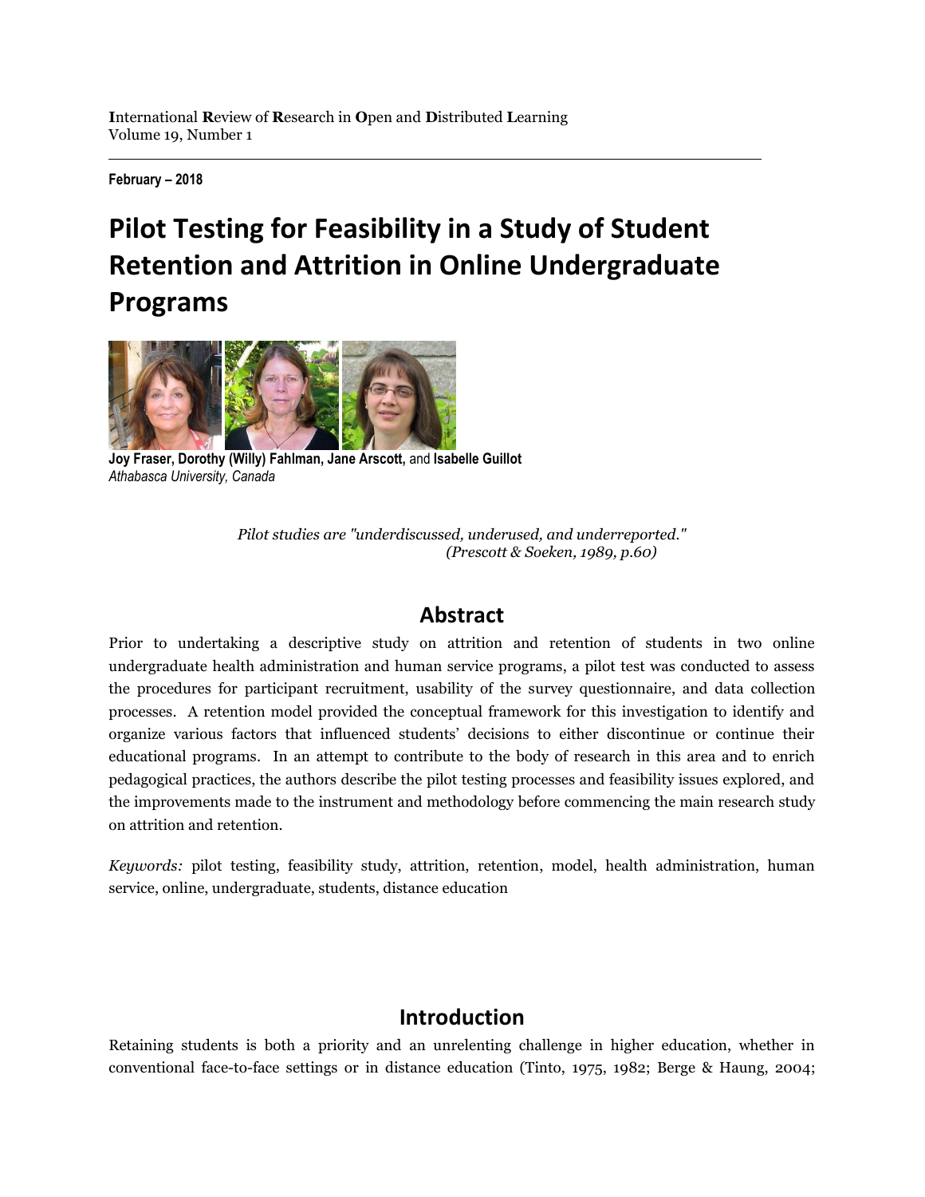International Review of Research in Open and Distributed Learning
Volume 19, Number 1

**February – 2018**

# Pilot Testing for Feasibility in a Study of Student Retention and Attrition in Online Undergraduate Programs

**Joy Fraser, Dorothy (Willy) Fahlman, Jane Arscott,** and **Isabelle Guillot**
*Athabasca University, Canada*

*Pilot studies are "underdiscussed, underused, and underreported." (Prescott & Soeken, 1989, p.60)*

## Abstract

Prior to undertaking a descriptive study on attrition and retention of students in two online undergraduate health administration and human service programs, a pilot test was conducted to assess the procedures for participant recruitment, usability of the survey questionnaire, and data collection processes. A retention model provided the conceptual framework for this investigation to identify and organize various factors that influenced students' decisions to either discontinue or continue their educational programs. In an attempt to contribute to the body of research in this area and to enrich pedagogical practices, the authors describe the pilot testing processes and feasibility issues explored, and the improvements made to the instrument and methodology before commencing the main research study on attrition and retention.

*Keywords:* pilot testing, feasibility study, attrition, retention, model, health administration, human service, online, undergraduate, students, distance education

## Introduction

Retaining students is both a priority and an unrelenting challenge in higher education, whether in conventional face-to-face settings or in distance education (Tinto, 1975, 1982; Berge & Haung, 2004;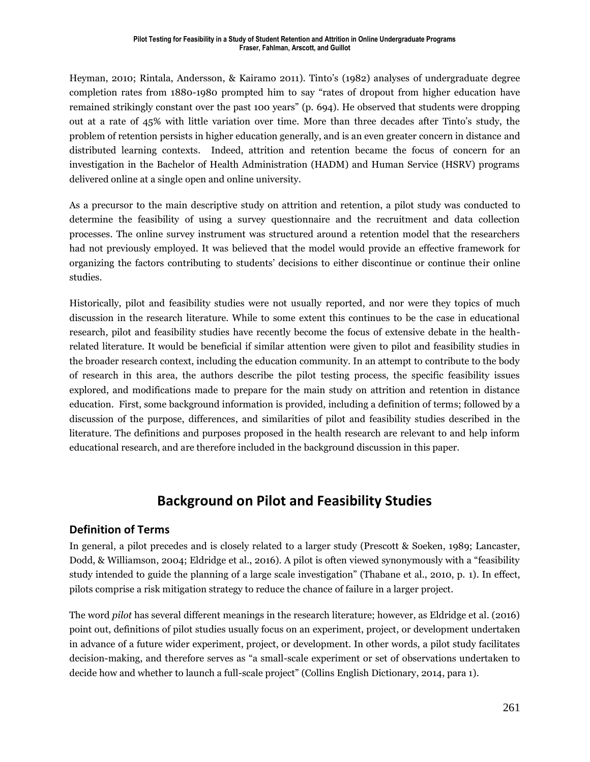Heyman, 2010; Rintala, Andersson, & Kairamo 2011). Tinto's (1982) analyses of undergraduate degree completion rates from 1880-1980 prompted him to say "rates of dropout from higher education have remained strikingly constant over the past 100 years" (p. 694). He observed that students were dropping out at a rate of 45% with little variation over time. More than three decades after Tinto's study, the problem of retention persists in higher education generally, and is an even greater concern in distance and distributed learning contexts. Indeed, attrition and retention became the focus of concern for an investigation in the Bachelor of Health Administration (HADM) and Human Service (HSRV) programs delivered online at a single open and online university.

As a precursor to the main descriptive study on attrition and retention, a pilot study was conducted to determine the feasibility of using a survey questionnaire and the recruitment and data collection processes. The online survey instrument was structured around a retention model that the researchers had not previously employed. It was believed that the model would provide an effective framework for organizing the factors contributing to students' decisions to either discontinue or continue their online studies.

Historically, pilot and feasibility studies were not usually reported, and nor were they topics of much discussion in the research literature. While to some extent this continues to be the case in educational research, pilot and feasibility studies have recently become the focus of extensive debate in the health-related literature. It would be beneficial if similar attention were given to pilot and feasibility studies in the broader research context, including the education community. In an attempt to contribute to the body of research in this area, the authors describe the pilot testing process, the specific feasibility issues explored, and modifications made to prepare for the main study on attrition and retention in distance education. First, some background information is provided, including a definition of terms; followed by a discussion of the purpose, differences, and similarities of pilot and feasibility studies described in the literature. The definitions and purposes proposed in the health research are relevant to and help inform educational research, and are therefore included in the background discussion in this paper.

# Background on Pilot and Feasibility Studies

## Definition of Terms

In general, a pilot precedes and is closely related to a larger study (Prescott & Soeken, 1989; Lancaster, Dodd, & Williamson, 2004; Eldridge et al., 2016). A pilot is often viewed synonymously with a "feasibility study intended to guide the planning of a large scale investigation" (Thabane et al., 2010, p. 1). In effect, pilots comprise a risk mitigation strategy to reduce the chance of failure in a larger project.

The word *pilot* has several different meanings in the research literature; however, as Eldridge et al. (2016) point out, definitions of pilot studies usually focus on an experiment, project, or development undertaken in advance of a future wider experiment, project, or development. In other words, a pilot study facilitates decision-making, and therefore serves as "a small-scale experiment or set of observations undertaken to decide how and whether to launch a full-scale project" (Collins English Dictionary, 2014, para 1).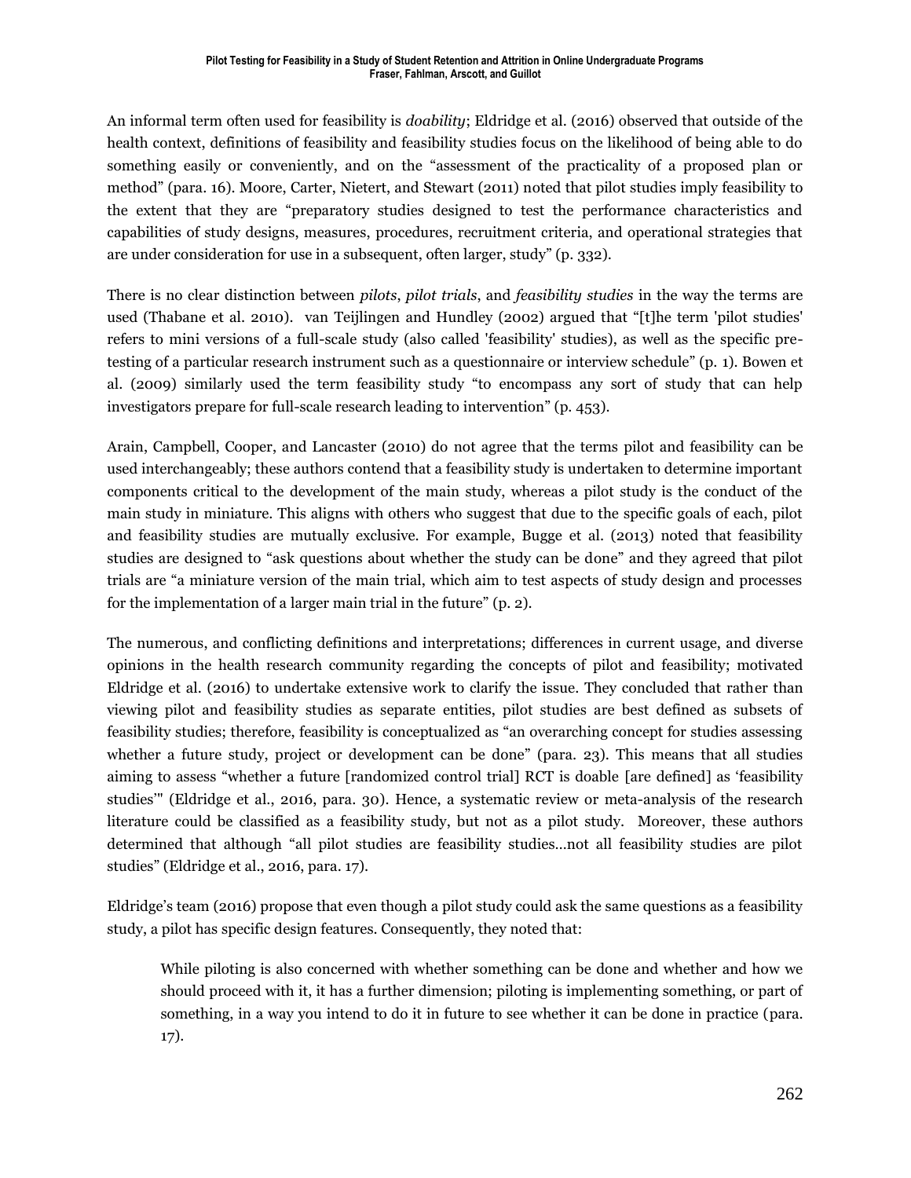An informal term often used for feasibility is *doability*; Eldridge et al. (2016) observed that outside of the health context, definitions of feasibility and feasibility studies focus on the likelihood of being able to do something easily or conveniently, and on the "assessment of the practicality of a proposed plan or method" (para. 16). Moore, Carter, Nietert, and Stewart (2011) noted that pilot studies imply feasibility to the extent that they are "preparatory studies designed to test the performance characteristics and capabilities of study designs, measures, procedures, recruitment criteria, and operational strategies that are under consideration for use in a subsequent, often larger, study" (p. 332).

There is no clear distinction between *pilots*, *pilot trials*, and *feasibility studies* in the way the terms are used (Thabane et al. 2010). van Teijlingen and Hundley (2002) argued that "[t]he term 'pilot studies' refers to mini versions of a full-scale study (also called 'feasibility' studies), as well as the specific pre-testing of a particular research instrument such as a questionnaire or interview schedule" (p. 1). Bowen et al. (2009) similarly used the term feasibility study "to encompass any sort of study that can help investigators prepare for full-scale research leading to intervention" (p. 453).

Arain, Campbell, Cooper, and Lancaster (2010) do not agree that the terms pilot and feasibility can be used interchangeably; these authors contend that a feasibility study is undertaken to determine important components critical to the development of the main study, whereas a pilot study is the conduct of the main study in miniature. This aligns with others who suggest that due to the specific goals of each, pilot and feasibility studies are mutually exclusive. For example, Bugge et al. (2013) noted that feasibility studies are designed to "ask questions about whether the study can be done" and they agreed that pilot trials are "a miniature version of the main trial, which aim to test aspects of study design and processes for the implementation of a larger main trial in the future" (p. 2).

The numerous, and conflicting definitions and interpretations; differences in current usage, and diverse opinions in the health research community regarding the concepts of pilot and feasibility; motivated Eldridge et al. (2016) to undertake extensive work to clarify the issue. They concluded that rather than viewing pilot and feasibility studies as separate entities, pilot studies are best defined as subsets of feasibility studies; therefore, feasibility is conceptualized as "an overarching concept for studies assessing whether a future study, project or development can be done" (para. 23). This means that all studies aiming to assess "whether a future [randomized control trial] RCT is doable [are defined] as 'feasibility studies'" (Eldridge et al., 2016, para. 30). Hence, a systematic review or meta-analysis of the research literature could be classified as a feasibility study, but not as a pilot study. Moreover, these authors determined that although "all pilot studies are feasibility studies…not all feasibility studies are pilot studies" (Eldridge et al., 2016, para. 17).

Eldridge's team (2016) propose that even though a pilot study could ask the same questions as a feasibility study, a pilot has specific design features. Consequently, they noted that:

> While piloting is also concerned with whether something can be done and whether and how we should proceed with it, it has a further dimension; piloting is implementing something, or part of something, in a way you intend to do it in future to see whether it can be done in practice (para. 17).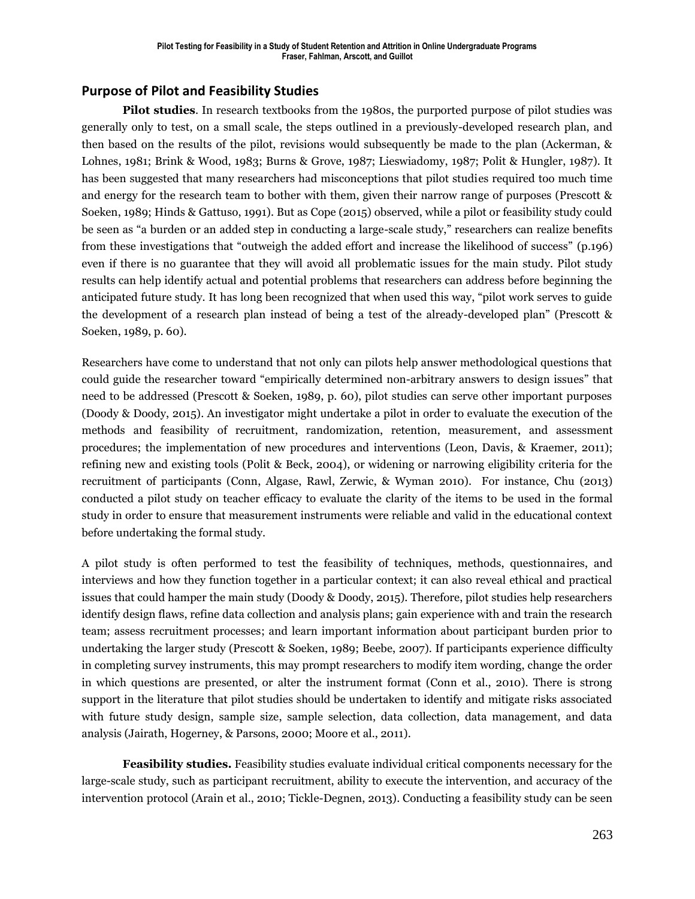## Purpose of Pilot and Feasibility Studies

**Pilot studies**. In research textbooks from the 1980s, the purported purpose of pilot studies was generally only to test, on a small scale, the steps outlined in a previously-developed research plan, and then based on the results of the pilot, revisions would subsequently be made to the plan (Ackerman, & Lohnes, 1981; Brink & Wood, 1983; Burns & Grove, 1987; Lieswiadomy, 1987; Polit & Hungler, 1987). It has been suggested that many researchers had misconceptions that pilot studies required too much time and energy for the research team to bother with them, given their narrow range of purposes (Prescott & Soeken, 1989; Hinds & Gattuso, 1991). But as Cope (2015) observed, while a pilot or feasibility study could be seen as "a burden or an added step in conducting a large-scale study," researchers can realize benefits from these investigations that "outweigh the added effort and increase the likelihood of success" (p.196) even if there is no guarantee that they will avoid all problematic issues for the main study. Pilot study results can help identify actual and potential problems that researchers can address before beginning the anticipated future study. It has long been recognized that when used this way, "pilot work serves to guide the development of a research plan instead of being a test of the already-developed plan" (Prescott & Soeken, 1989, p. 60).

Researchers have come to understand that not only can pilots help answer methodological questions that could guide the researcher toward "empirically determined non-arbitrary answers to design issues" that need to be addressed (Prescott & Soeken, 1989, p. 60), pilot studies can serve other important purposes (Doody & Doody, 2015). An investigator might undertake a pilot in order to evaluate the execution of the methods and feasibility of recruitment, randomization, retention, measurement, and assessment procedures; the implementation of new procedures and interventions (Leon, Davis, & Kraemer, 2011); refining new and existing tools (Polit & Beck, 2004), or widening or narrowing eligibility criteria for the recruitment of participants (Conn, Algase, Rawl, Zerwic, & Wyman 2010). For instance, Chu (2013) conducted a pilot study on teacher efficacy to evaluate the clarity of the items to be used in the formal study in order to ensure that measurement instruments were reliable and valid in the educational context before undertaking the formal study.

A pilot study is often performed to test the feasibility of techniques, methods, questionnaires, and interviews and how they function together in a particular context; it can also reveal ethical and practical issues that could hamper the main study (Doody & Doody, 2015). Therefore, pilot studies help researchers identify design flaws, refine data collection and analysis plans; gain experience with and train the research team; assess recruitment processes; and learn important information about participant burden prior to undertaking the larger study (Prescott & Soeken, 1989; Beebe, 2007). If participants experience difficulty in completing survey instruments, this may prompt researchers to modify item wording, change the order in which questions are presented, or alter the instrument format (Conn et al., 2010). There is strong support in the literature that pilot studies should be undertaken to identify and mitigate risks associated with future study design, sample size, sample selection, data collection, data management, and data analysis (Jairath, Hogerney, & Parsons, 2000; Moore et al., 2011).

**Feasibility studies.** Feasibility studies evaluate individual critical components necessary for the large-scale study, such as participant recruitment, ability to execute the intervention, and accuracy of the intervention protocol (Arain et al., 2010; Tickle-Degnen, 2013). Conducting a feasibility study can be seen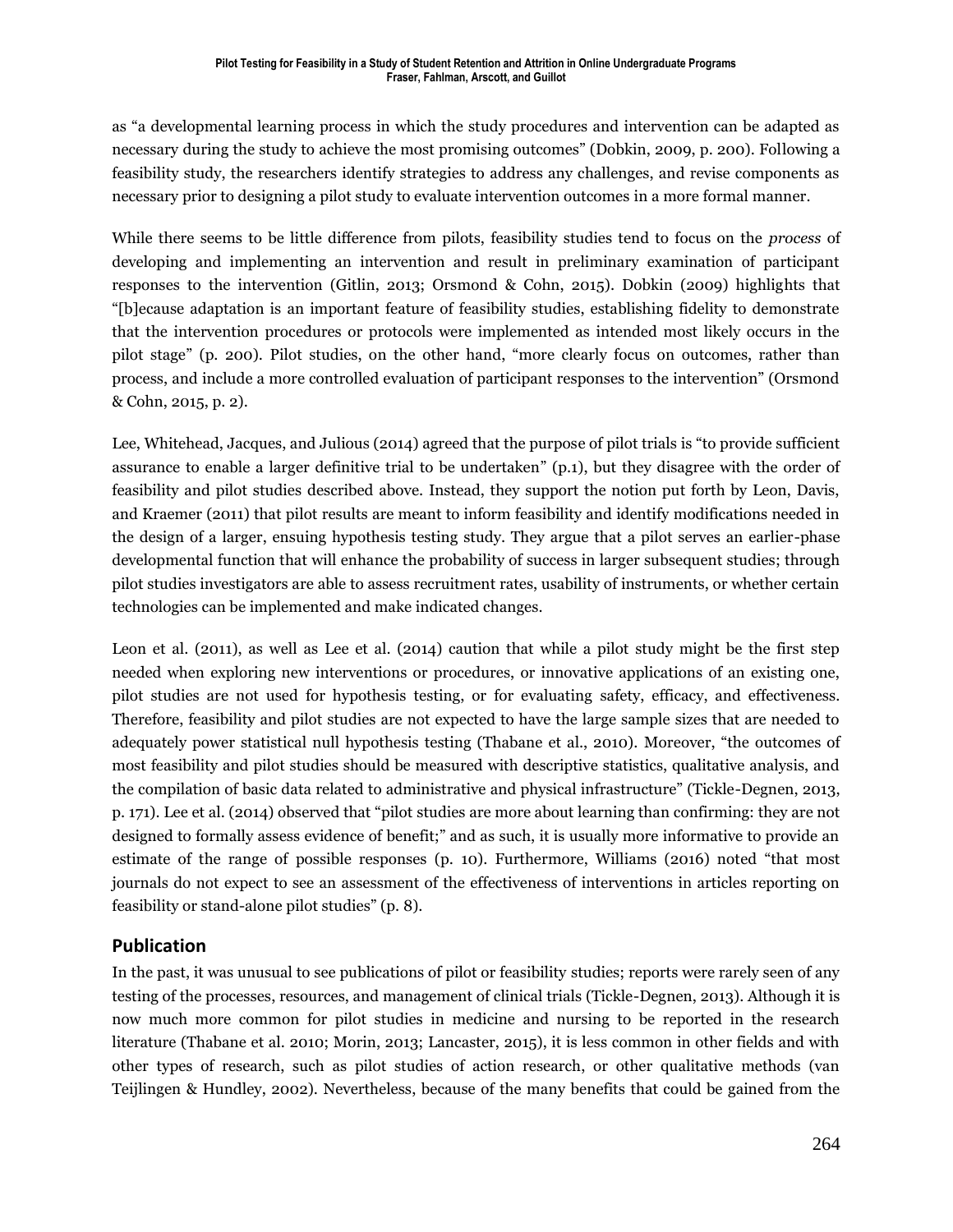as "a developmental learning process in which the study procedures and intervention can be adapted as necessary during the study to achieve the most promising outcomes" (Dobkin, 2009, p. 200). Following a feasibility study, the researchers identify strategies to address any challenges, and revise components as necessary prior to designing a pilot study to evaluate intervention outcomes in a more formal manner.

While there seems to be little difference from pilots, feasibility studies tend to focus on the *process* of developing and implementing an intervention and result in preliminary examination of participant responses to the intervention (Gitlin, 2013; Orsmond & Cohn, 2015). Dobkin (2009) highlights that "[b]ecause adaptation is an important feature of feasibility studies, establishing fidelity to demonstrate that the intervention procedures or protocols were implemented as intended most likely occurs in the pilot stage" (p. 200). Pilot studies, on the other hand, "more clearly focus on outcomes, rather than process, and include a more controlled evaluation of participant responses to the intervention" (Orsmond & Cohn, 2015, p. 2).

Lee, Whitehead, Jacques, and Julious (2014) agreed that the purpose of pilot trials is "to provide sufficient assurance to enable a larger definitive trial to be undertaken" (p.1), but they disagree with the order of feasibility and pilot studies described above. Instead, they support the notion put forth by Leon, Davis, and Kraemer (2011) that pilot results are meant to inform feasibility and identify modifications needed in the design of a larger, ensuing hypothesis testing study. They argue that a pilot serves an earlier-phase developmental function that will enhance the probability of success in larger subsequent studies; through pilot studies investigators are able to assess recruitment rates, usability of instruments, or whether certain technologies can be implemented and make indicated changes.

Leon et al. (2011), as well as Lee et al. (2014) caution that while a pilot study might be the first step needed when exploring new interventions or procedures, or innovative applications of an existing one, pilot studies are not used for hypothesis testing, or for evaluating safety, efficacy, and effectiveness. Therefore, feasibility and pilot studies are not expected to have the large sample sizes that are needed to adequately power statistical null hypothesis testing (Thabane et al., 2010). Moreover, "the outcomes of most feasibility and pilot studies should be measured with descriptive statistics, qualitative analysis, and the compilation of basic data related to administrative and physical infrastructure" (Tickle-Degnen, 2013, p. 171). Lee et al. (2014) observed that "pilot studies are more about learning than confirming: they are not designed to formally assess evidence of benefit;" and as such, it is usually more informative to provide an estimate of the range of possible responses (p. 10). Furthermore, Williams (2016) noted "that most journals do not expect to see an assessment of the effectiveness of interventions in articles reporting on feasibility or stand-alone pilot studies" (p. 8).

## Publication

In the past, it was unusual to see publications of pilot or feasibility studies; reports were rarely seen of any testing of the processes, resources, and management of clinical trials (Tickle-Degnen, 2013). Although it is now much more common for pilot studies in medicine and nursing to be reported in the research literature (Thabane et al. 2010; Morin, 2013; Lancaster, 2015), it is less common in other fields and with other types of research, such as pilot studies of action research, or other qualitative methods (van Teijlingen & Hundley, 2002). Nevertheless, because of the many benefits that could be gained from the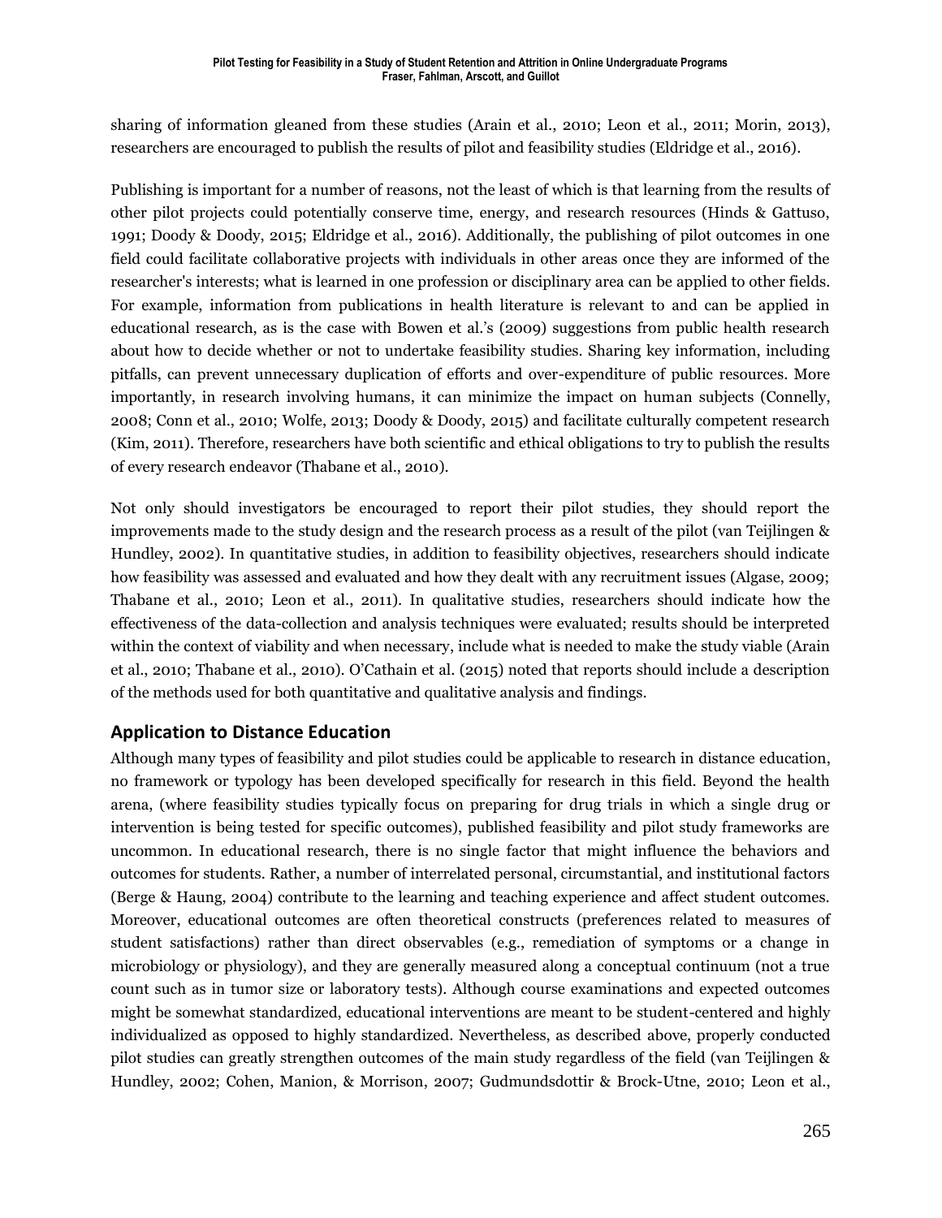sharing of information gleaned from these studies (Arain et al., 2010; Leon et al., 2011; Morin, 2013), researchers are encouraged to publish the results of pilot and feasibility studies (Eldridge et al., 2016).

Publishing is important for a number of reasons, not the least of which is that learning from the results of other pilot projects could potentially conserve time, energy, and research resources (Hinds & Gattuso, 1991; Doody & Doody, 2015; Eldridge et al., 2016). Additionally, the publishing of pilot outcomes in one field could facilitate collaborative projects with individuals in other areas once they are informed of the researcher's interests; what is learned in one profession or disciplinary area can be applied to other fields. For example, information from publications in health literature is relevant to and can be applied in educational research, as is the case with Bowen et al.'s (2009) suggestions from public health research about how to decide whether or not to undertake feasibility studies. Sharing key information, including pitfalls, can prevent unnecessary duplication of efforts and over-expenditure of public resources. More importantly, in research involving humans, it can minimize the impact on human subjects (Connelly, 2008; Conn et al., 2010; Wolfe, 2013; Doody & Doody, 2015) and facilitate culturally competent research (Kim, 2011). Therefore, researchers have both scientific and ethical obligations to try to publish the results of every research endeavor (Thabane et al., 2010).

Not only should investigators be encouraged to report their pilot studies, they should report the improvements made to the study design and the research process as a result of the pilot (van Teijlingen & Hundley, 2002). In quantitative studies, in addition to feasibility objectives, researchers should indicate how feasibility was assessed and evaluated and how they dealt with any recruitment issues (Algase, 2009; Thabane et al., 2010; Leon et al., 2011). In qualitative studies, researchers should indicate how the effectiveness of the data-collection and analysis techniques were evaluated; results should be interpreted within the context of viability and when necessary, include what is needed to make the study viable (Arain et al., 2010; Thabane et al., 2010). O'Cathain et al. (2015) noted that reports should include a description of the methods used for both quantitative and qualitative analysis and findings.

## Application to Distance Education

Although many types of feasibility and pilot studies could be applicable to research in distance education, no framework or typology has been developed specifically for research in this field. Beyond the health arena, (where feasibility studies typically focus on preparing for drug trials in which a single drug or intervention is being tested for specific outcomes), published feasibility and pilot study frameworks are uncommon. In educational research, there is no single factor that might influence the behaviors and outcomes for students. Rather, a number of interrelated personal, circumstantial, and institutional factors (Berge & Haung, 2004) contribute to the learning and teaching experience and affect student outcomes. Moreover, educational outcomes are often theoretical constructs (preferences related to measures of student satisfactions) rather than direct observables (e.g., remediation of symptoms or a change in microbiology or physiology), and they are generally measured along a conceptual continuum (not a true count such as in tumor size or laboratory tests). Although course examinations and expected outcomes might be somewhat standardized, educational interventions are meant to be student-centered and highly individualized as opposed to highly standardized. Nevertheless, as described above, properly conducted pilot studies can greatly strengthen outcomes of the main study regardless of the field (van Teijlingen & Hundley, 2002; Cohen, Manion, & Morrison, 2007; Gudmundsdottir & Brock-Utne, 2010; Leon et al.,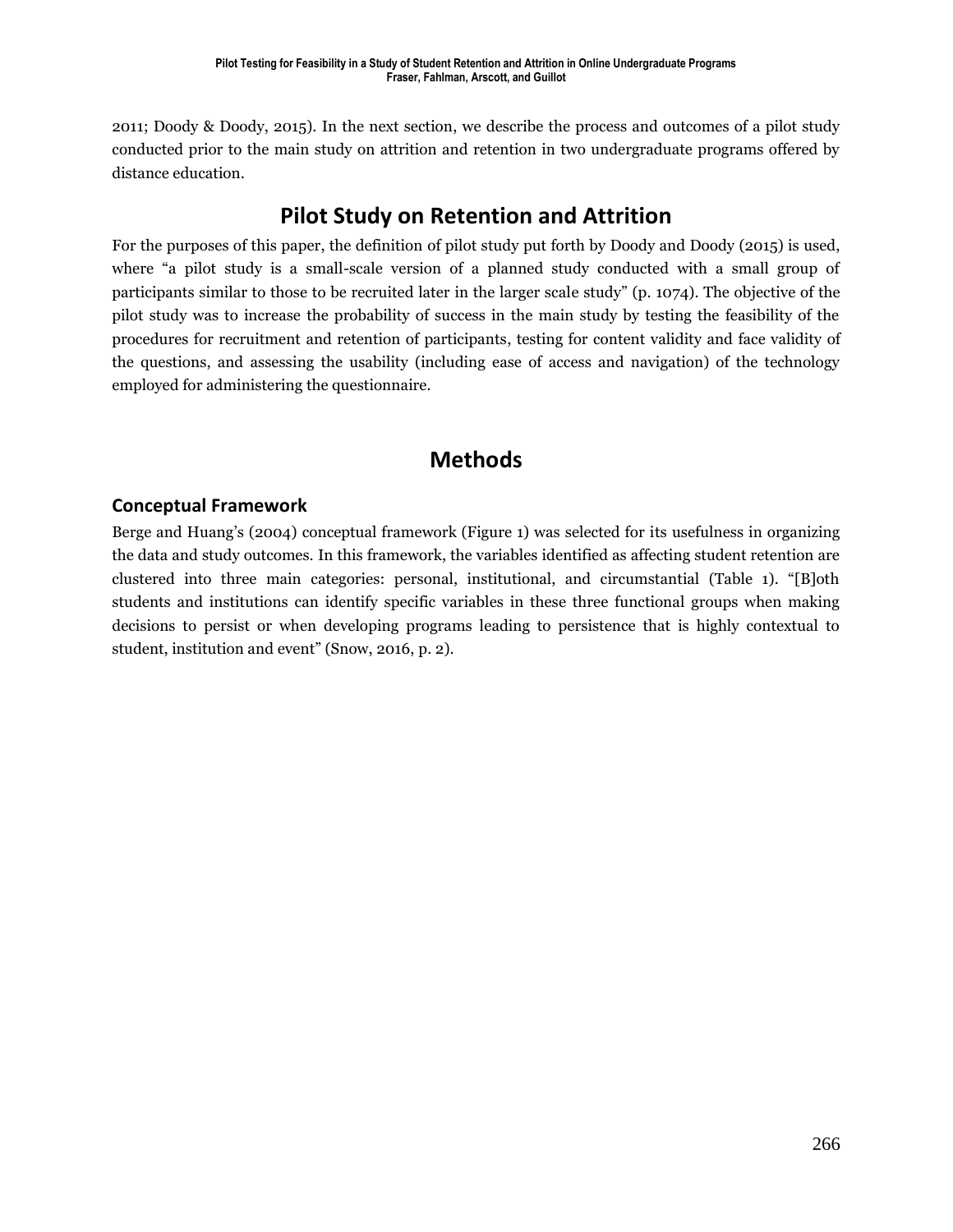2011; Doody & Doody, 2015). In the next section, we describe the process and outcomes of a pilot study conducted prior to the main study on attrition and retention in two undergraduate programs offered by distance education.

## Pilot Study on Retention and Attrition

For the purposes of this paper, the definition of pilot study put forth by Doody and Doody (2015) is used, where "a pilot study is a small-scale version of a planned study conducted with a small group of participants similar to those to be recruited later in the larger scale study" (p. 1074). The objective of the pilot study was to increase the probability of success in the main study by testing the feasibility of the procedures for recruitment and retention of participants, testing for content validity and face validity of the questions, and assessing the usability (including ease of access and navigation) of the technology employed for administering the questionnaire.

## Methods

### Conceptual Framework

Berge and Huang's (2004) conceptual framework (Figure 1) was selected for its usefulness in organizing the data and study outcomes. In this framework, the variables identified as affecting student retention are clustered into three main categories: personal, institutional, and circumstantial (Table 1). "[B]oth students and institutions can identify specific variables in these three functional groups when making decisions to persist or when developing programs leading to persistence that is highly contextual to student, institution and event" (Snow, 2016, p. 2).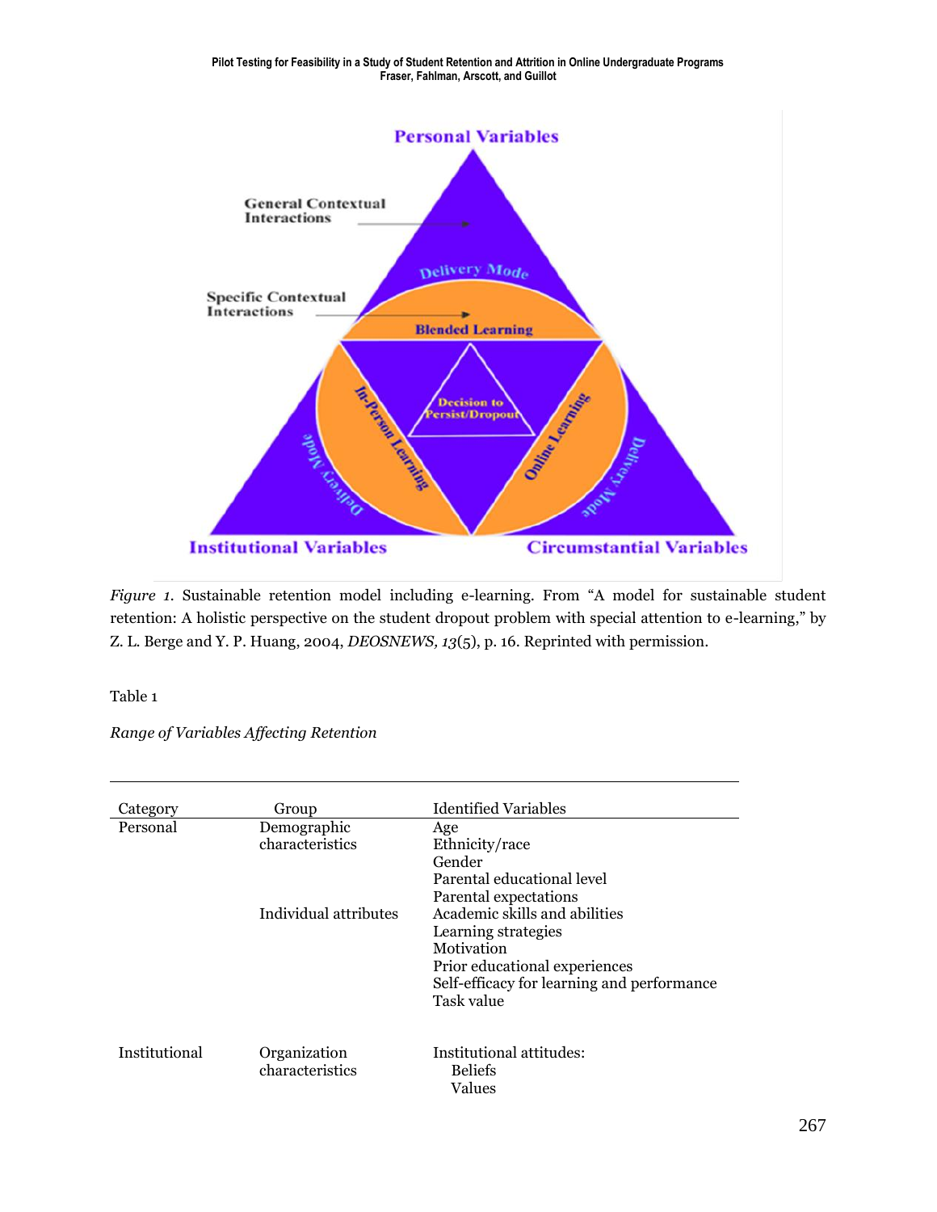*Figure 1*. Sustainable retention model including e-learning. From "A model for sustainable student retention: A holistic perspective on the student dropout problem with special attention to e-learning," by Z. L. Berge and Y. P. Huang, 2004, *DEOSNEWS, 13*(5), p. 16. Reprinted with permission.

Table 1

*Range of Variables Affecting Retention*

| Category | Group | Identified Variables |
|---|---|---|
| Personal | Demographic characteristics | Age |
| | | Ethnicity/race |
| | | Gender |
| | | Parental educational level |
| | | Parental expectations |
| | Individual attributes | Academic skills and abilities |
| | | Learning strategies |
| | | Motivation |
| | | Prior educational experiences |
| | | Self-efficacy for learning and performance |
| | | Task value |
| Institutional | Organization characteristics | Institutional attitudes: |
| | | Beliefs |
| | | Values |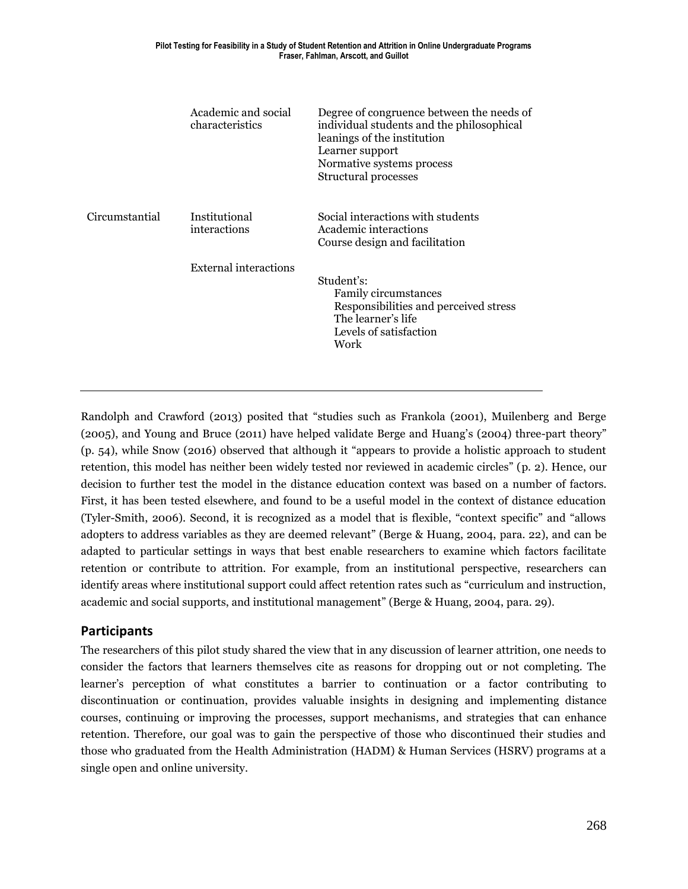| | | |
|---|---|---|
| | Academic and social characteristics | Degree of congruence between the needs of individual students and the philosophical leanings of the institution<br>Learner support<br>Normative systems process<br>Structural processes |
| Circumstantial | Institutional interactions | Social interactions with students<br>Academic interactions<br>Course design and facilitation |
| | External interactions | Student's:<br>Family circumstances<br>Responsibilities and perceived stress<br>The learner's life<br>Levels of satisfaction<br>Work |

Randolph and Crawford (2013) posited that "studies such as Frankola (2001), Muilenberg and Berge (2005), and Young and Bruce (2011) have helped validate Berge and Huang's (2004) three-part theory" (p. 54), while Snow (2016) observed that although it "appears to provide a holistic approach to student retention, this model has neither been widely tested nor reviewed in academic circles" (p. 2). Hence, our decision to further test the model in the distance education context was based on a number of factors. First, it has been tested elsewhere, and found to be a useful model in the context of distance education (Tyler-Smith, 2006). Second, it is recognized as a model that is flexible, "context specific" and "allows adopters to address variables as they are deemed relevant" (Berge & Huang, 2004, para. 22), and can be adapted to particular settings in ways that best enable researchers to examine which factors facilitate retention or contribute to attrition. For example, from an institutional perspective, researchers can identify areas where institutional support could affect retention rates such as "curriculum and instruction, academic and social supports, and institutional management" (Berge & Huang, 2004, para. 29).

## Participants

The researchers of this pilot study shared the view that in any discussion of learner attrition, one needs to consider the factors that learners themselves cite as reasons for dropping out or not completing. The learner's perception of what constitutes a barrier to continuation or a factor contributing to discontinuation or continuation, provides valuable insights in designing and implementing distance courses, continuing or improving the processes, support mechanisms, and strategies that can enhance retention. Therefore, our goal was to gain the perspective of those who discontinued their studies and those who graduated from the Health Administration (HADM) & Human Services (HSRV) programs at a single open and online university.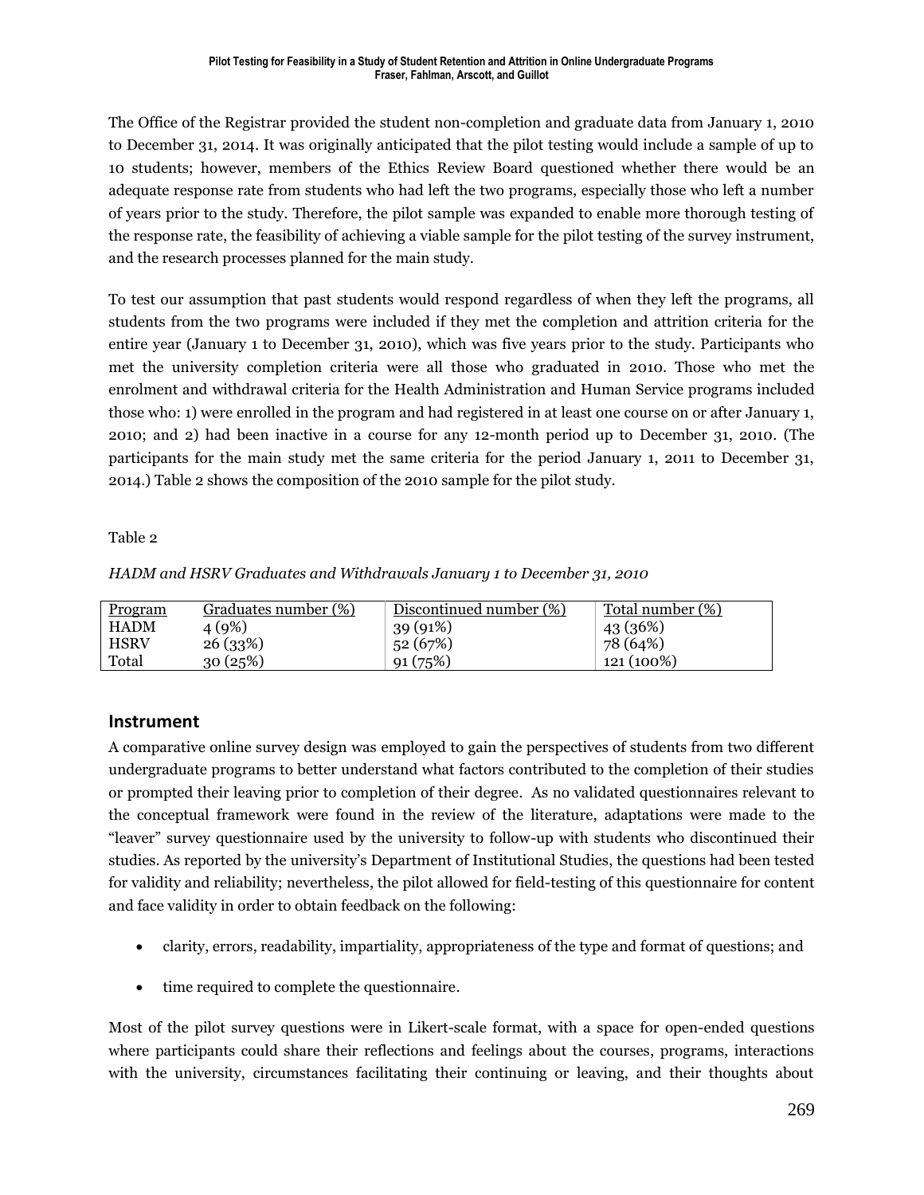The Office of the Registrar provided the student non-completion and graduate data from January 1, 2010 to December 31, 2014. It was originally anticipated that the pilot testing would include a sample of up to 10 students; however, members of the Ethics Review Board questioned whether there would be an adequate response rate from students who had left the two programs, especially those who left a number of years prior to the study. Therefore, the pilot sample was expanded to enable more thorough testing of the response rate, the feasibility of achieving a viable sample for the pilot testing of the survey instrument, and the research processes planned for the main study.

To test our assumption that past students would respond regardless of when they left the programs, all students from the two programs were included if they met the completion and attrition criteria for the entire year (January 1 to December 31, 2010), which was five years prior to the study. Participants who met the university completion criteria were all those who graduated in 2010. Those who met the enrolment and withdrawal criteria for the Health Administration and Human Service programs included those who: 1) were enrolled in the program and had registered in at least one course on or after January 1, 2010; and 2) had been inactive in a course for any 12-month period up to December 31, 2010. (The participants for the main study met the same criteria for the period January 1, 2011 to December 31, 2014.) Table 2 shows the composition of the 2010 sample for the pilot study.

Table 2

*HADM and HSRV Graduates and Withdrawals January 1 to December 31, 2010*

| Program | Graduates number (%) | Discontinued number (%) | Total number (%) |
|---|---|---|---|
| HADM | 4 (9%) | 39 (91%) | 43 (36%) |
| HSRV | 26 (33%) | 52 (67%) | 78 (64%) |
| Total | 30 (25%) | 91 (75%) | 121 (100%) |

## Instrument

A comparative online survey design was employed to gain the perspectives of students from two different undergraduate programs to better understand what factors contributed to the completion of their studies or prompted their leaving prior to completion of their degree. As no validated questionnaires relevant to the conceptual framework were found in the review of the literature, adaptations were made to the "leaver" survey questionnaire used by the university to follow-up with students who discontinued their studies. As reported by the university's Department of Institutional Studies, the questions had been tested for validity and reliability; nevertheless, the pilot allowed for field-testing of this questionnaire for content and face validity in order to obtain feedback on the following:

- clarity, errors, readability, impartiality, appropriateness of the type and format of questions; and
- time required to complete the questionnaire.

Most of the pilot survey questions were in Likert-scale format, with a space for open-ended questions where participants could share their reflections and feelings about the courses, programs, interactions with the university, circumstances facilitating their continuing or leaving, and their thoughts about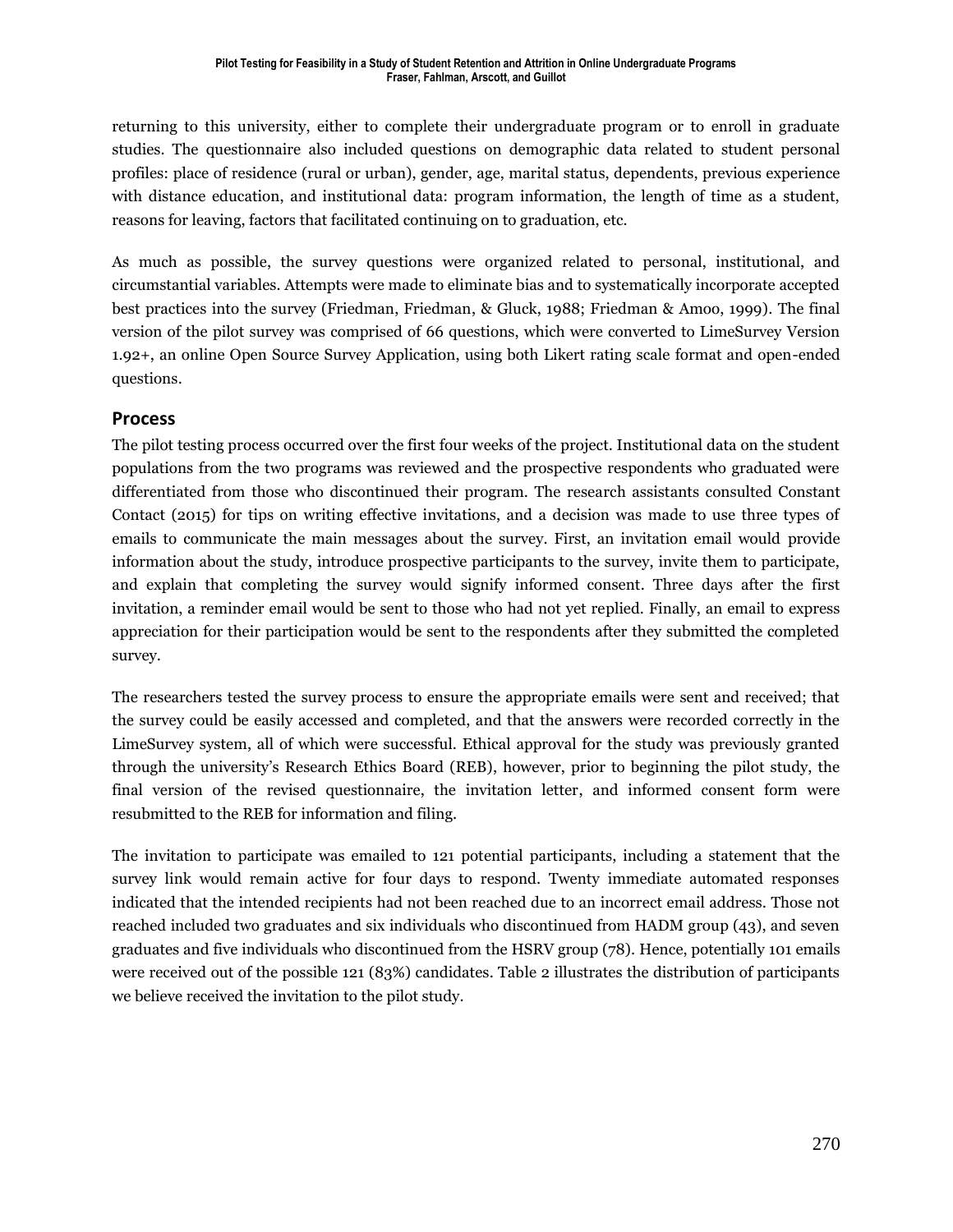returning to this university, either to complete their undergraduate program or to enroll in graduate studies. The questionnaire also included questions on demographic data related to student personal profiles: place of residence (rural or urban), gender, age, marital status, dependents, previous experience with distance education, and institutional data: program information, the length of time as a student, reasons for leaving, factors that facilitated continuing on to graduation, etc.

As much as possible, the survey questions were organized related to personal, institutional, and circumstantial variables. Attempts were made to eliminate bias and to systematically incorporate accepted best practices into the survey (Friedman, Friedman, & Gluck, 1988; Friedman & Amoo, 1999). The final version of the pilot survey was comprised of 66 questions, which were converted to LimeSurvey Version 1.92+, an online Open Source Survey Application, using both Likert rating scale format and open-ended questions.

## Process

The pilot testing process occurred over the first four weeks of the project. Institutional data on the student populations from the two programs was reviewed and the prospective respondents who graduated were differentiated from those who discontinued their program. The research assistants consulted Constant Contact (2015) for tips on writing effective invitations, and a decision was made to use three types of emails to communicate the main messages about the survey. First, an invitation email would provide information about the study, introduce prospective participants to the survey, invite them to participate, and explain that completing the survey would signify informed consent. Three days after the first invitation, a reminder email would be sent to those who had not yet replied. Finally, an email to express appreciation for their participation would be sent to the respondents after they submitted the completed survey.

The researchers tested the survey process to ensure the appropriate emails were sent and received; that the survey could be easily accessed and completed, and that the answers were recorded correctly in the LimeSurvey system, all of which were successful. Ethical approval for the study was previously granted through the university's Research Ethics Board (REB), however, prior to beginning the pilot study, the final version of the revised questionnaire, the invitation letter, and informed consent form were resubmitted to the REB for information and filing.

The invitation to participate was emailed to 121 potential participants, including a statement that the survey link would remain active for four days to respond. Twenty immediate automated responses indicated that the intended recipients had not been reached due to an incorrect email address. Those not reached included two graduates and six individuals who discontinued from HADM group (43), and seven graduates and five individuals who discontinued from the HSRV group (78). Hence, potentially 101 emails were received out of the possible 121 (83%) candidates. Table 2 illustrates the distribution of participants we believe received the invitation to the pilot study.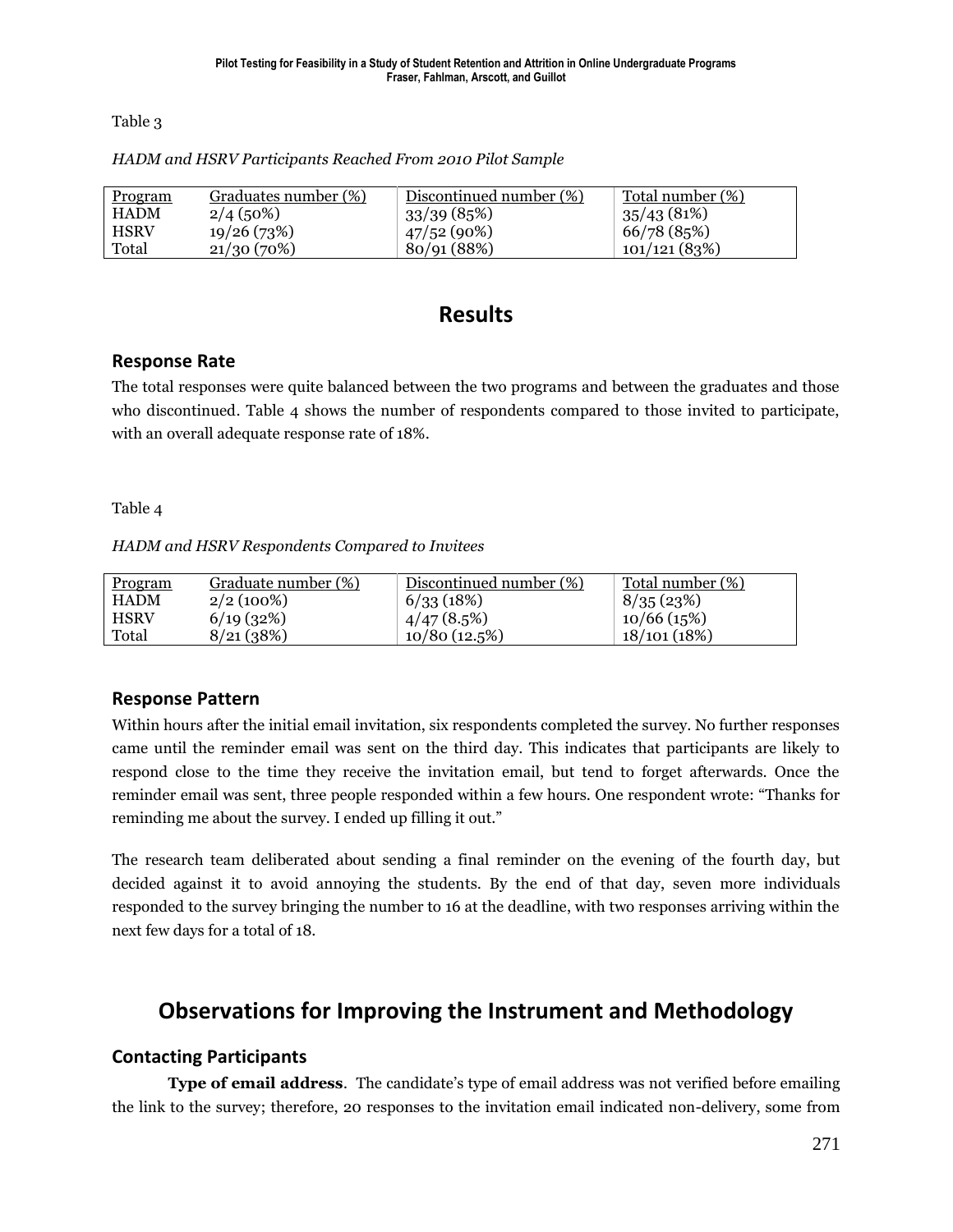Table 3

*HADM and HSRV Participants Reached From 2010 Pilot Sample*

| Program | Graduates number (%) | Discontinued number (%) | Total number (%) |
| --- | --- | --- | --- |
| HADM | 2/4 (50%) | 33/39 (85%) | 35/43 (81%) |
| HSRV | 19/26 (73%) | 47/52 (90%) | 66/78 (85%) |
| Total | 21/30 (70%) | 80/91 (88%) | 101/121 (83%) |

# Results

## Response Rate

The total responses were quite balanced between the two programs and between the graduates and those who discontinued. Table 4 shows the number of respondents compared to those invited to participate, with an overall adequate response rate of 18%.

Table 4

*HADM and HSRV Respondents Compared to Invitees*

| Program | Graduate number (%) | Discontinued number (%) | Total number (%) |
| --- | --- | --- | --- |
| HADM | 2/2 (100%) | 6/33 (18%) | 8/35 (23%) |
| HSRV | 6/19 (32%) | 4/47 (8.5%) | 10/66 (15%) |
| Total | 8/21 (38%) | 10/80 (12.5%) | 18/101 (18%) |

## Response Pattern

Within hours after the initial email invitation, six respondents completed the survey. No further responses came until the reminder email was sent on the third day. This indicates that participants are likely to respond close to the time they receive the invitation email, but tend to forget afterwards. Once the reminder email was sent, three people responded within a few hours. One respondent wrote: "Thanks for reminding me about the survey. I ended up filling it out."

The research team deliberated about sending a final reminder on the evening of the fourth day, but decided against it to avoid annoying the students. By the end of that day, seven more individuals responded to the survey bringing the number to 16 at the deadline, with two responses arriving within the next few days for a total of 18.

# Observations for Improving the Instrument and Methodology

## Contacting Participants

**Type of email address**. The candidate's type of email address was not verified before emailing the link to the survey; therefore, 20 responses to the invitation email indicated non-delivery, some from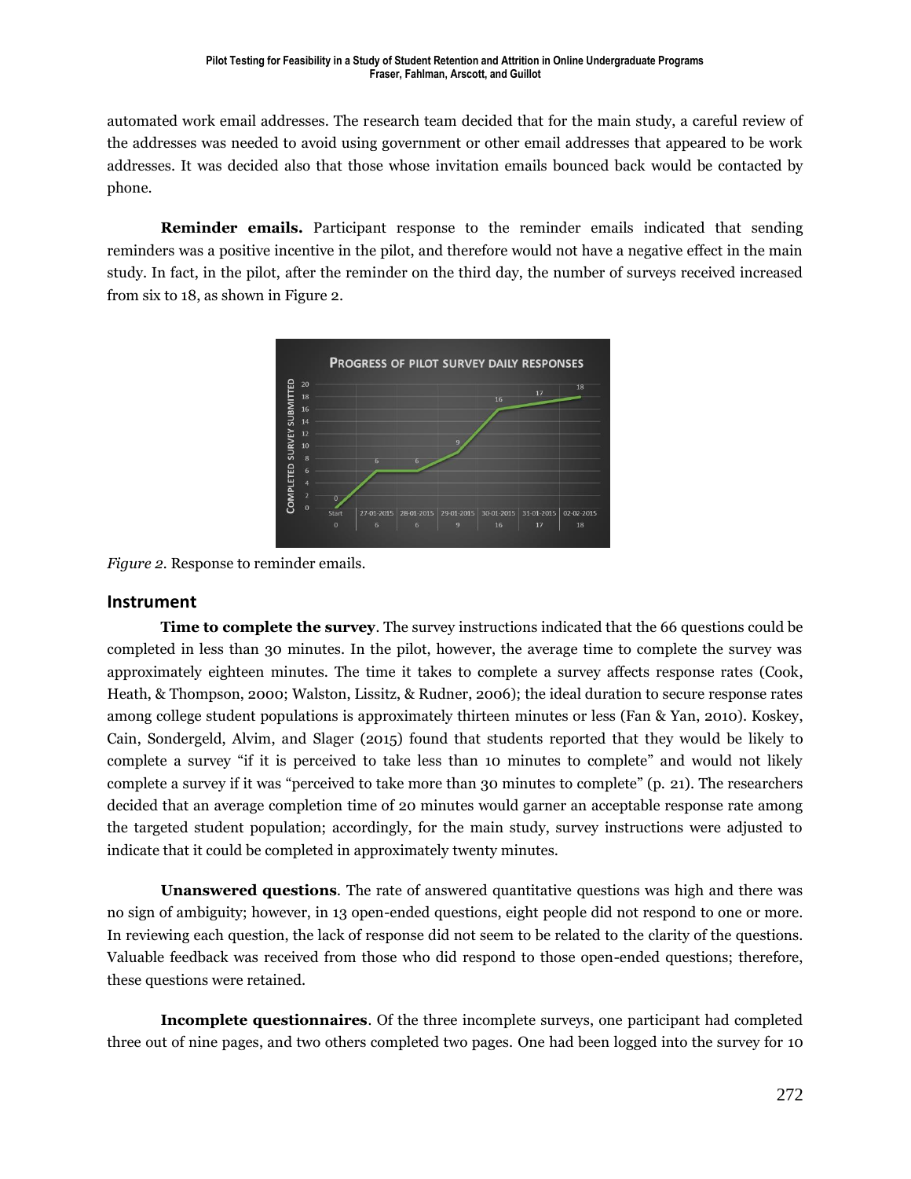automated work email addresses. The research team decided that for the main study, a careful review of the addresses was needed to avoid using government or other email addresses that appeared to be work addresses. It was decided also that those whose invitation emails bounced back would be contacted by phone.

**Reminder emails.** Participant response to the reminder emails indicated that sending reminders was a positive incentive in the pilot, and therefore would not have a negative effect in the main study. In fact, in the pilot, after the reminder on the third day, the number of surveys received increased from six to 18, as shown in Figure 2.

*Figure 2.* Response to reminder emails.

## Instrument

**Time to complete the survey**. The survey instructions indicated that the 66 questions could be completed in less than 30 minutes. In the pilot, however, the average time to complete the survey was approximately eighteen minutes. The time it takes to complete a survey affects response rates (Cook, Heath, & Thompson, 2000; Walston, Lissitz, & Rudner, 2006); the ideal duration to secure response rates among college student populations is approximately thirteen minutes or less (Fan & Yan, 2010). Koskey, Cain, Sondergeld, Alvim, and Slager (2015) found that students reported that they would be likely to complete a survey "if it is perceived to take less than 10 minutes to complete" and would not likely complete a survey if it was "perceived to take more than 30 minutes to complete" (p. 21). The researchers decided that an average completion time of 20 minutes would garner an acceptable response rate among the targeted student population; accordingly, for the main study, survey instructions were adjusted to indicate that it could be completed in approximately twenty minutes.

**Unanswered questions**. The rate of answered quantitative questions was high and there was no sign of ambiguity; however, in 13 open-ended questions, eight people did not respond to one or more. In reviewing each question, the lack of response did not seem to be related to the clarity of the questions. Valuable feedback was received from those who did respond to those open-ended questions; therefore, these questions were retained.

**Incomplete questionnaires**. Of the three incomplete surveys, one participant had completed three out of nine pages, and two others completed two pages. One had been logged into the survey for 10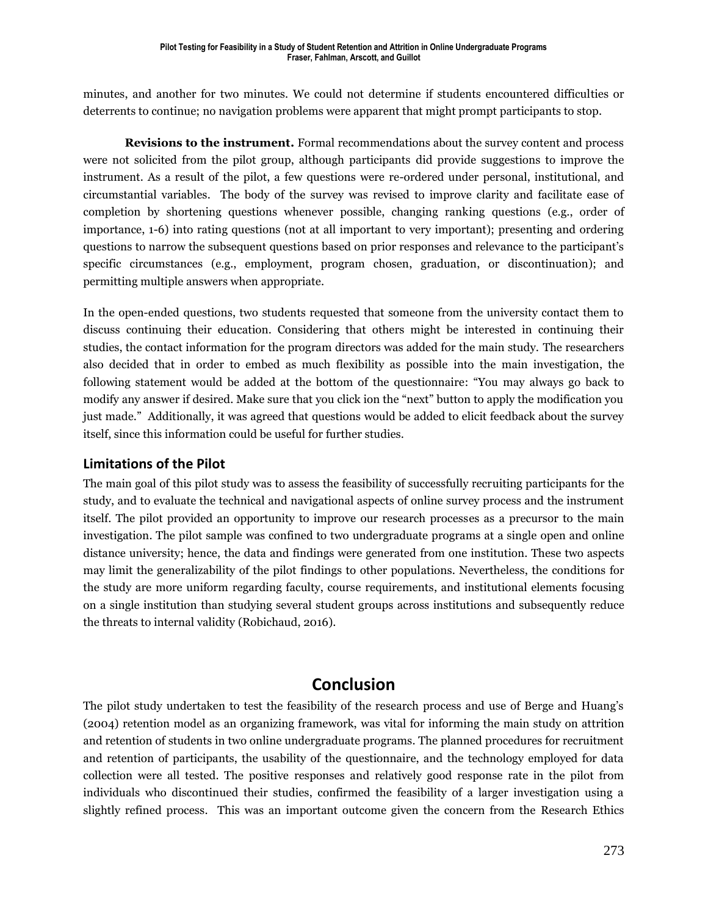minutes, and another for two minutes. We could not determine if students encountered difficulties or deterrents to continue; no navigation problems were apparent that might prompt participants to stop.

**Revisions to the instrument.** Formal recommendations about the survey content and process were not solicited from the pilot group, although participants did provide suggestions to improve the instrument. As a result of the pilot, a few questions were re-ordered under personal, institutional, and circumstantial variables. The body of the survey was revised to improve clarity and facilitate ease of completion by shortening questions whenever possible, changing ranking questions (e.g., order of importance, 1-6) into rating questions (not at all important to very important); presenting and ordering questions to narrow the subsequent questions based on prior responses and relevance to the participant's specific circumstances (e.g., employment, program chosen, graduation, or discontinuation); and permitting multiple answers when appropriate.

In the open-ended questions, two students requested that someone from the university contact them to discuss continuing their education. Considering that others might be interested in continuing their studies, the contact information for the program directors was added for the main study. The researchers also decided that in order to embed as much flexibility as possible into the main investigation, the following statement would be added at the bottom of the questionnaire: "You may always go back to modify any answer if desired. Make sure that you click ion the "next" button to apply the modification you just made." Additionally, it was agreed that questions would be added to elicit feedback about the survey itself, since this information could be useful for further studies.

### Limitations of the Pilot

The main goal of this pilot study was to assess the feasibility of successfully recruiting participants for the study, and to evaluate the technical and navigational aspects of online survey process and the instrument itself. The pilot provided an opportunity to improve our research processes as a precursor to the main investigation. The pilot sample was confined to two undergraduate programs at a single open and online distance university; hence, the data and findings were generated from one institution. These two aspects may limit the generalizability of the pilot findings to other populations. Nevertheless, the conditions for the study are more uniform regarding faculty, course requirements, and institutional elements focusing on a single institution than studying several student groups across institutions and subsequently reduce the threats to internal validity (Robichaud, 2016).

## Conclusion

The pilot study undertaken to test the feasibility of the research process and use of Berge and Huang's (2004) retention model as an organizing framework, was vital for informing the main study on attrition and retention of students in two online undergraduate programs. The planned procedures for recruitment and retention of participants, the usability of the questionnaire, and the technology employed for data collection were all tested. The positive responses and relatively good response rate in the pilot from individuals who discontinued their studies, confirmed the feasibility of a larger investigation using a slightly refined process. This was an important outcome given the concern from the Research Ethics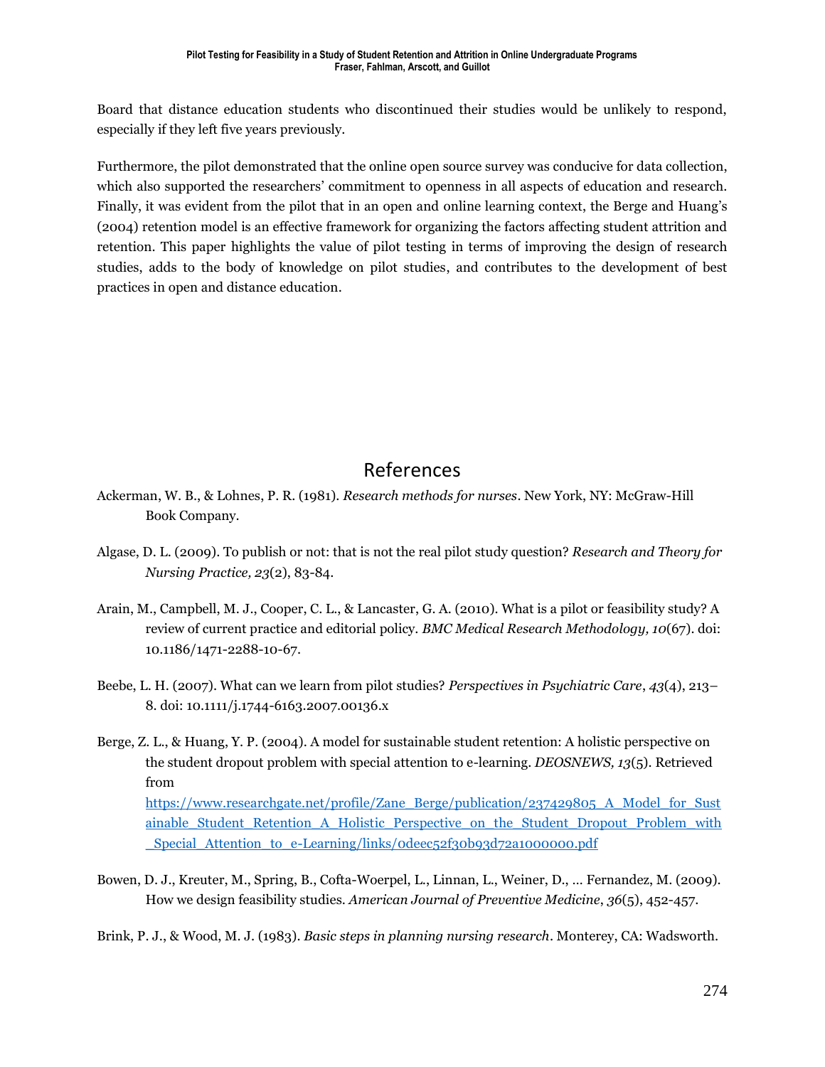Board that distance education students who discontinued their studies would be unlikely to respond, especially if they left five years previously.

Furthermore, the pilot demonstrated that the online open source survey was conducive for data collection, which also supported the researchers' commitment to openness in all aspects of education and research. Finally, it was evident from the pilot that in an open and online learning context, the Berge and Huang's (2004) retention model is an effective framework for organizing the factors affecting student attrition and retention. This paper highlights the value of pilot testing in terms of improving the design of research studies, adds to the body of knowledge on pilot studies, and contributes to the development of best practices in open and distance education.

## References

Ackerman, W. B., & Lohnes, P. R. (1981). *Research methods for nurses*. New York, NY: McGraw-Hill Book Company.

Algase, D. L. (2009). To publish or not: that is not the real pilot study question? *Research and Theory for Nursing Practice, 23*(2), 83-84.

Arain, M., Campbell, M. J., Cooper, C. L., & Lancaster, G. A. (2010). What is a pilot or feasibility study? A review of current practice and editorial policy. *BMC Medical Research Methodology, 10*(67). doi: 10.1186/1471-2288-10-67.

Beebe, L. H. (2007). What can we learn from pilot studies? *Perspectives in Psychiatric Care*, *43*(4), 213–8. doi: 10.1111/j.1744-6163.2007.00136.x

Berge, Z. L., & Huang, Y. P. (2004). A model for sustainable student retention: A holistic perspective on the student dropout problem with special attention to e-learning. *DEOSNEWS, 13*(5). Retrieved from https://www.researchgate.net/profile/Zane_Berge/publication/237429805_A_Model_for_Sustainable_Student_Retention_A_Holistic_Perspective_on_the_Student_Dropout_Problem_with_Special_Attention_to_e-Learning/links/0deec52f30b93d72a1000000.pdf

Bowen, D. J., Kreuter, M., Spring, B., Cofta-Woerpel, L., Linnan, L., Weiner, D., … Fernandez, M. (2009). How we design feasibility studies. *American Journal of Preventive Medicine*, *36*(5), 452-457.

Brink, P. J., & Wood, M. J. (1983). *Basic steps in planning nursing research*. Monterey, CA: Wadsworth.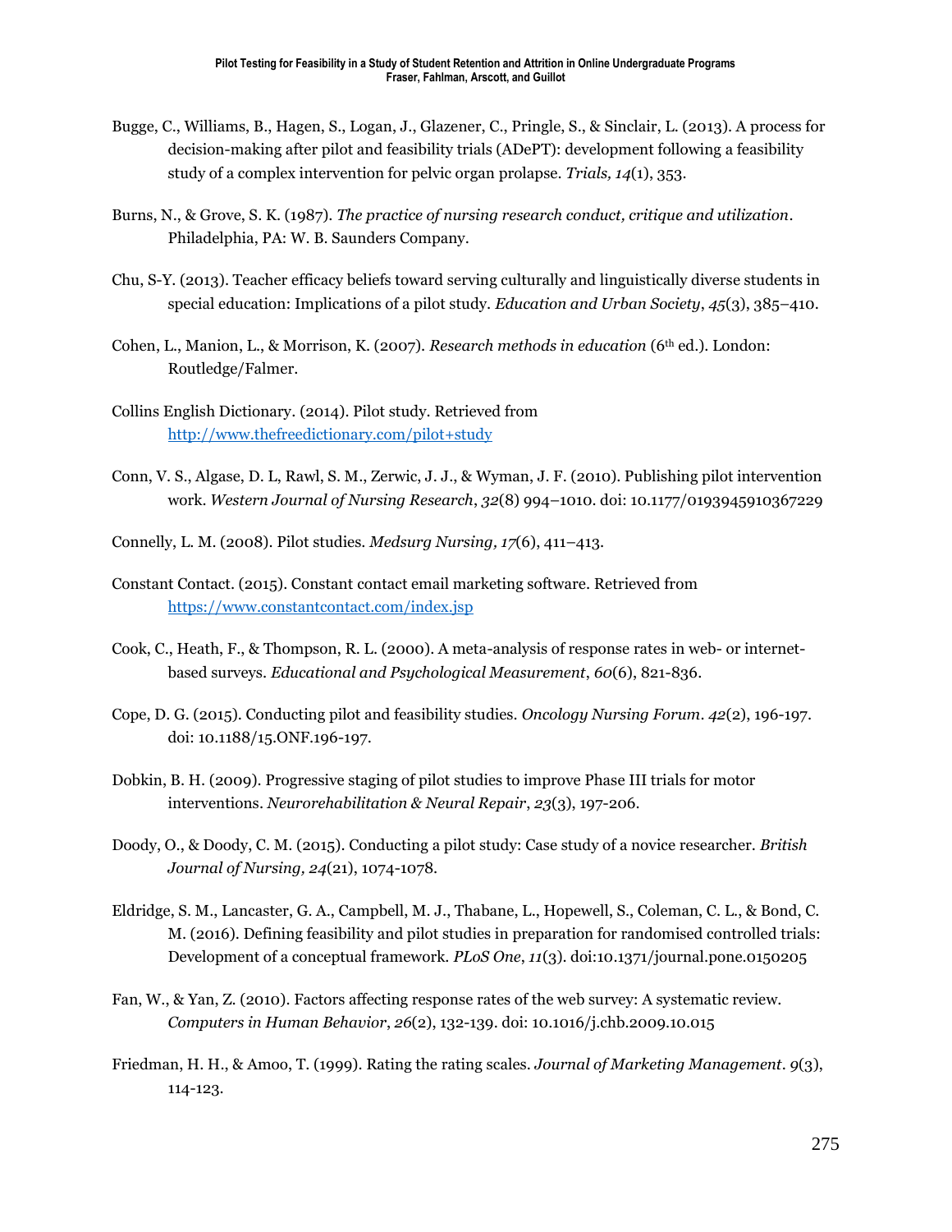Bugge, C., Williams, B., Hagen, S., Logan, J., Glazener, C., Pringle, S., & Sinclair, L. (2013). A process for decision-making after pilot and feasibility trials (ADePT): development following a feasibility study of a complex intervention for pelvic organ prolapse. *Trials, 14*(1), 353.

Burns, N., & Grove, S. K. (1987). *The practice of nursing research conduct, critique and utilization*. Philadelphia, PA: W. B. Saunders Company.

Chu, S-Y. (2013). Teacher efficacy beliefs toward serving culturally and linguistically diverse students in special education: Implications of a pilot study. *Education and Urban Society*, *45*(3), 385–410.

Cohen, L., Manion, L., & Morrison, K. (2007). *Research methods in education* (6th ed.). London: Routledge/Falmer.

Collins English Dictionary. (2014). Pilot study. Retrieved from http://www.thefreedictionary.com/pilot+study

Conn, V. S., Algase, D. L, Rawl, S. M., Zerwic, J. J., & Wyman, J. F. (2010). Publishing pilot intervention work. *Western Journal of Nursing Research*, *32*(8) 994–1010. doi: 10.1177/0193945910367229

Connelly, L. M. (2008). Pilot studies. *Medsurg Nursing, 17*(6), 411–413.

Constant Contact. (2015). Constant contact email marketing software. Retrieved from https://www.constantcontact.com/index.jsp

Cook, C., Heath, F., & Thompson, R. L. (2000). A meta-analysis of response rates in web- or internet-based surveys. *Educational and Psychological Measurement*, *60*(6), 821-836.

Cope, D. G. (2015). Conducting pilot and feasibility studies. *Oncology Nursing Forum*. *42*(2), 196-197. doi: 10.1188/15.ONF.196-197.

Dobkin, B. H. (2009). Progressive staging of pilot studies to improve Phase III trials for motor interventions. *Neurorehabilitation & Neural Repair*, *23*(3), 197-206.

Doody, O., & Doody, C. M. (2015). Conducting a pilot study: Case study of a novice researcher. *British Journal of Nursing, 24*(21), 1074-1078.

Eldridge, S. M., Lancaster, G. A., Campbell, M. J., Thabane, L., Hopewell, S., Coleman, C. L., & Bond, C. M. (2016). Defining feasibility and pilot studies in preparation for randomised controlled trials: Development of a conceptual framework. *PLoS One*, *11*(3). doi:10.1371/journal.pone.0150205

Fan, W., & Yan, Z. (2010). Factors affecting response rates of the web survey: A systematic review. *Computers in Human Behavior*, *26*(2), 132-139. doi: 10.1016/j.chb.2009.10.015

Friedman, H. H., & Amoo, T. (1999). Rating the rating scales. *Journal of Marketing Management*. *9*(3), 114-123.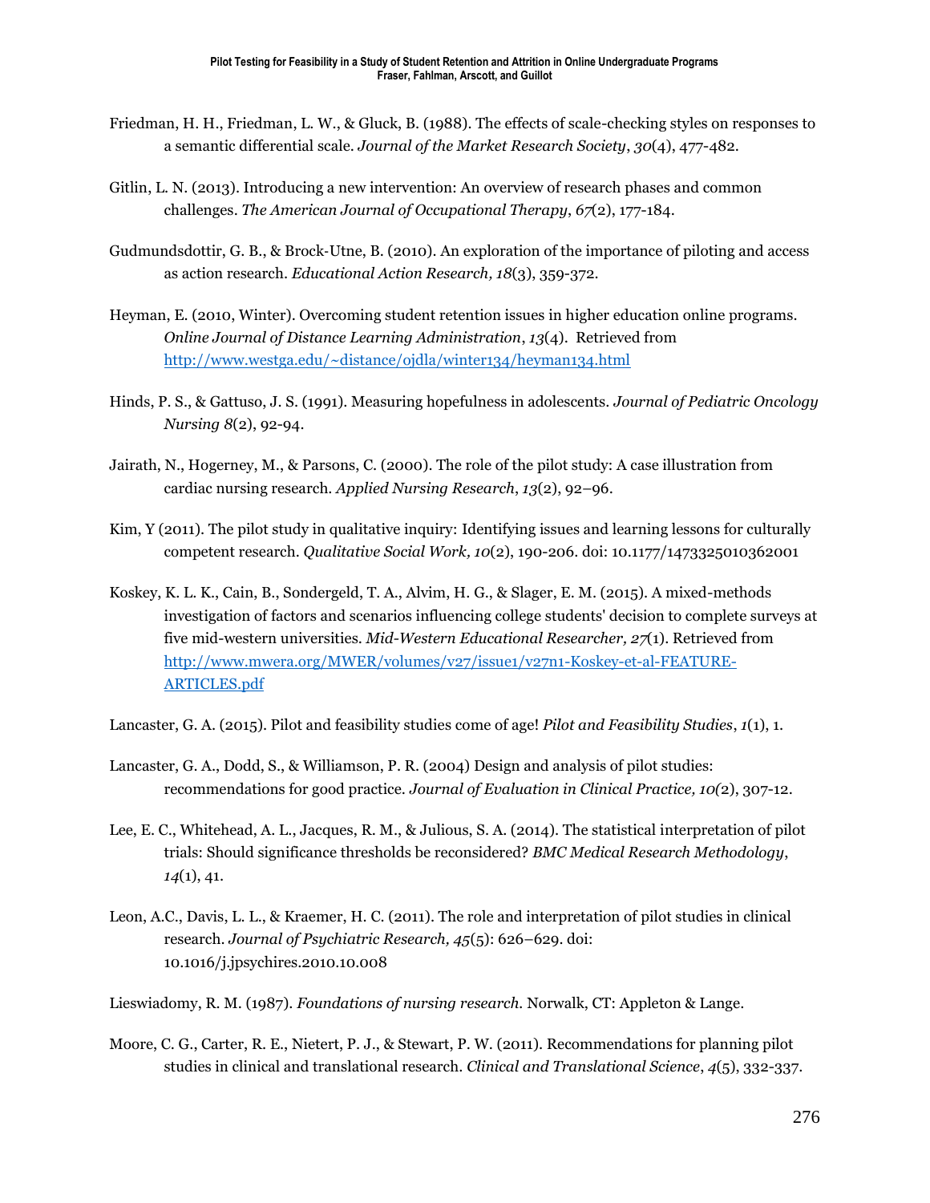Friedman, H. H., Friedman, L. W., & Gluck, B. (1988). The effects of scale-checking styles on responses to a semantic differential scale. *Journal of the Market Research Society*, *30*(4), 477-482.

Gitlin, L. N. (2013). Introducing a new intervention: An overview of research phases and common challenges. *The American Journal of Occupational Therapy*, *67*(2), 177-184.

Gudmundsdottir, G. B., & Brock-Utne, B. (2010). An exploration of the importance of piloting and access as action research. *Educational Action Research, 18*(3), 359-372.

Heyman, E. (2010, Winter). Overcoming student retention issues in higher education online programs. *Online Journal of Distance Learning Administration*, *13*(4). Retrieved from http://www.westga.edu/~distance/ojdla/winter134/heyman134.html

Hinds, P. S., & Gattuso, J. S. (1991). Measuring hopefulness in adolescents. *Journal of Pediatric Oncology Nursing 8*(2), 92-94.

Jairath, N., Hogerney, M., & Parsons, C. (2000). The role of the pilot study: A case illustration from cardiac nursing research. *Applied Nursing Research*, *13*(2), 92–96.

Kim, Y (2011). The pilot study in qualitative inquiry: Identifying issues and learning lessons for culturally competent research. *Qualitative Social Work, 10*(2), 190-206. doi: 10.1177/1473325010362001

Koskey, K. L. K., Cain, B., Sondergeld, T. A., Alvim, H. G., & Slager, E. M. (2015). A mixed-methods investigation of factors and scenarios influencing college students' decision to complete surveys at five mid-western universities. *Mid-Western Educational Researcher, 27*(1). Retrieved from http://www.mwera.org/MWER/volumes/v27/issue1/v27n1-Koskey-et-al-FEATURE-ARTICLES.pdf

Lancaster, G. A. (2015). Pilot and feasibility studies come of age! *Pilot and Feasibility Studies*, *1*(1), 1.

Lancaster, G. A., Dodd, S., & Williamson, P. R. (2004) Design and analysis of pilot studies: recommendations for good practice. *Journal of Evaluation in Clinical Practice, 10(*2), 307-12.

Lee, E. C., Whitehead, A. L., Jacques, R. M., & Julious, S. A. (2014). The statistical interpretation of pilot trials: Should significance thresholds be reconsidered? *BMC Medical Research Methodology*, *14*(1), 41.

Leon, A.C., Davis, L. L., & Kraemer, H. C. (2011). The role and interpretation of pilot studies in clinical research. *Journal of Psychiatric Research, 45*(5): 626–629. doi: 10.1016/j.jpsychires.2010.10.008

Lieswiadomy, R. M. (1987). *Foundations of nursing research.* Norwalk, CT: Appleton & Lange.

Moore, C. G., Carter, R. E., Nietert, P. J., & Stewart, P. W. (2011). Recommendations for planning pilot studies in clinical and translational research. *Clinical and Translational Science*, *4*(5), 332-337.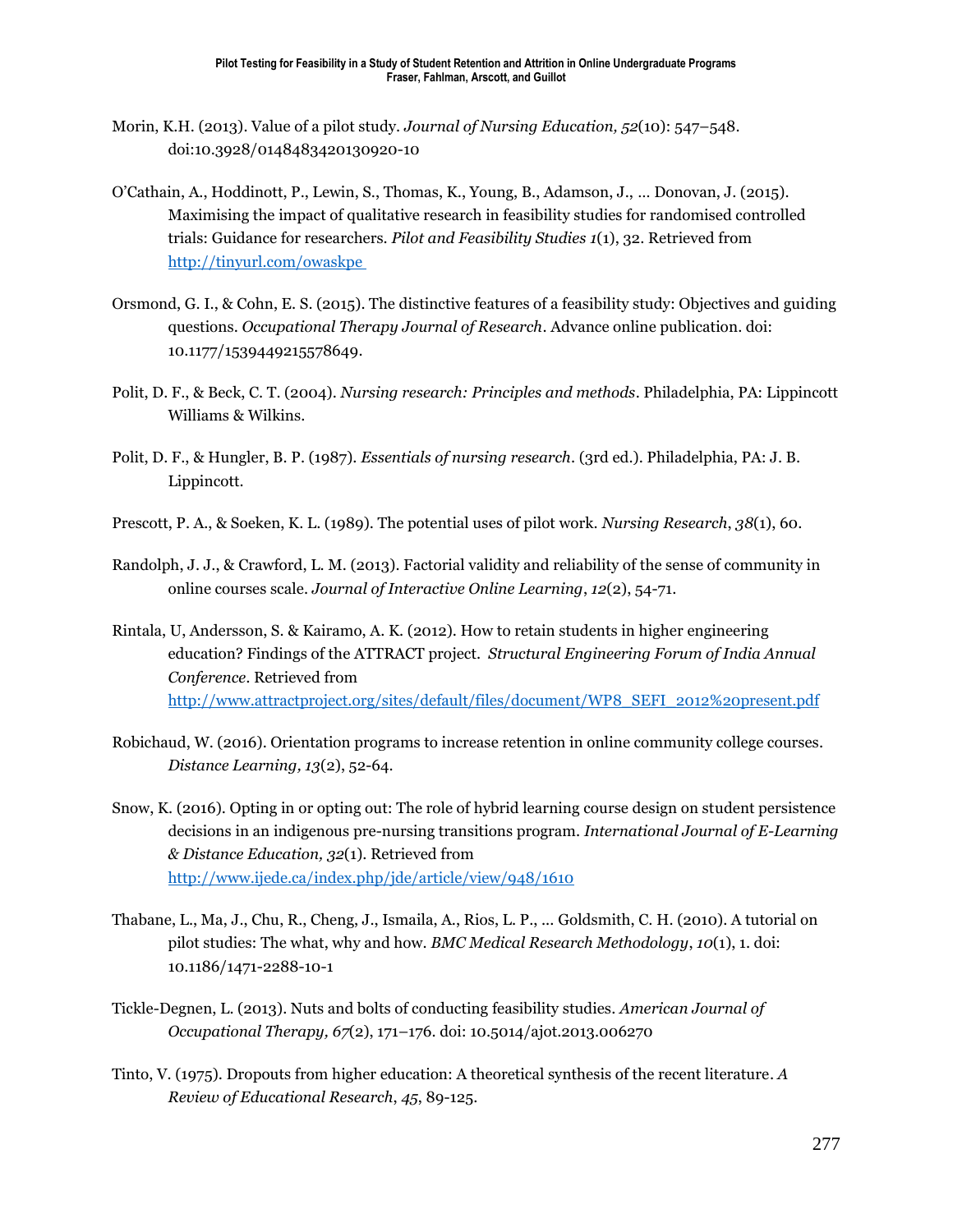Morin, K.H. (2013). Value of a pilot study. *Journal of Nursing Education, 52*(10): 547–548. doi:10.3928/0148483420130920-10

O'Cathain, A., Hoddinott, P., Lewin, S., Thomas, K., Young, B., Adamson, J., … Donovan, J. (2015). Maximising the impact of qualitative research in feasibility studies for randomised controlled trials: Guidance for researchers. *Pilot and Feasibility Studies 1*(1), 32. Retrieved from [http://tinyurl.com/owaskpe](http://tinyurl.com/owaskpe)

Orsmond, G. I., & Cohn, E. S. (2015). The distinctive features of a feasibility study: Objectives and guiding questions. *Occupational Therapy Journal of Research*. Advance online publication. doi: 10.1177/1539449215578649.

Polit, D. F., & Beck, C. T. (2004). *Nursing research: Principles and methods*. Philadelphia, PA: Lippincott Williams & Wilkins.

Polit, D. F., & Hungler, B. P. (1987). *Essentials of nursing research*. (3rd ed.). Philadelphia, PA: J. B. Lippincott.

Prescott, P. A., & Soeken, K. L. (1989). The potential uses of pilot work. *Nursing Research*, *38*(1), 60.

Randolph, J. J., & Crawford, L. M. (2013). Factorial validity and reliability of the sense of community in online courses scale. *Journal of Interactive Online Learning*, *12*(2), 54-71.

Rintala, U, Andersson, S. & Kairamo, A. K. (2012). How to retain students in higher engineering education? Findings of the ATTRACT project. *Structural Engineering Forum of India Annual Conference*. Retrieved from [http://www.attractproject.org/sites/default/files/document/WP8_SEFI_2012%20present.pdf](http://www.attractproject.org/sites/default/files/document/WP8_SEFI_2012%20present.pdf)

Robichaud, W. (2016). Orientation programs to increase retention in online community college courses. *Distance Learning, 13*(2), 52-64.

Snow, K. (2016). Opting in or opting out: The role of hybrid learning course design on student persistence decisions in an indigenous pre-nursing transitions program. *International Journal of E-Learning & Distance Education, 32*(1). Retrieved from [http://www.ijede.ca/index.php/jde/article/view/948/1610](http://www.ijede.ca/index.php/jde/article/view/948/1610)

Thabane, L., Ma, J., Chu, R., Cheng, J., Ismaila, A., Rios, L. P., … Goldsmith, C. H. (2010). A tutorial on pilot studies: The what, why and how. *BMC Medical Research Methodology*, *10*(1), 1. doi: 10.1186/1471-2288-10-1

Tickle-Degnen, L. (2013). Nuts and bolts of conducting feasibility studies. *American Journal of Occupational Therapy, 67*(2), 171–176. doi: 10.5014/ajot.2013.006270

Tinto, V. (1975). Dropouts from higher education: A theoretical synthesis of the recent literature. *A Review of Educational Research*, *45*, 89-125.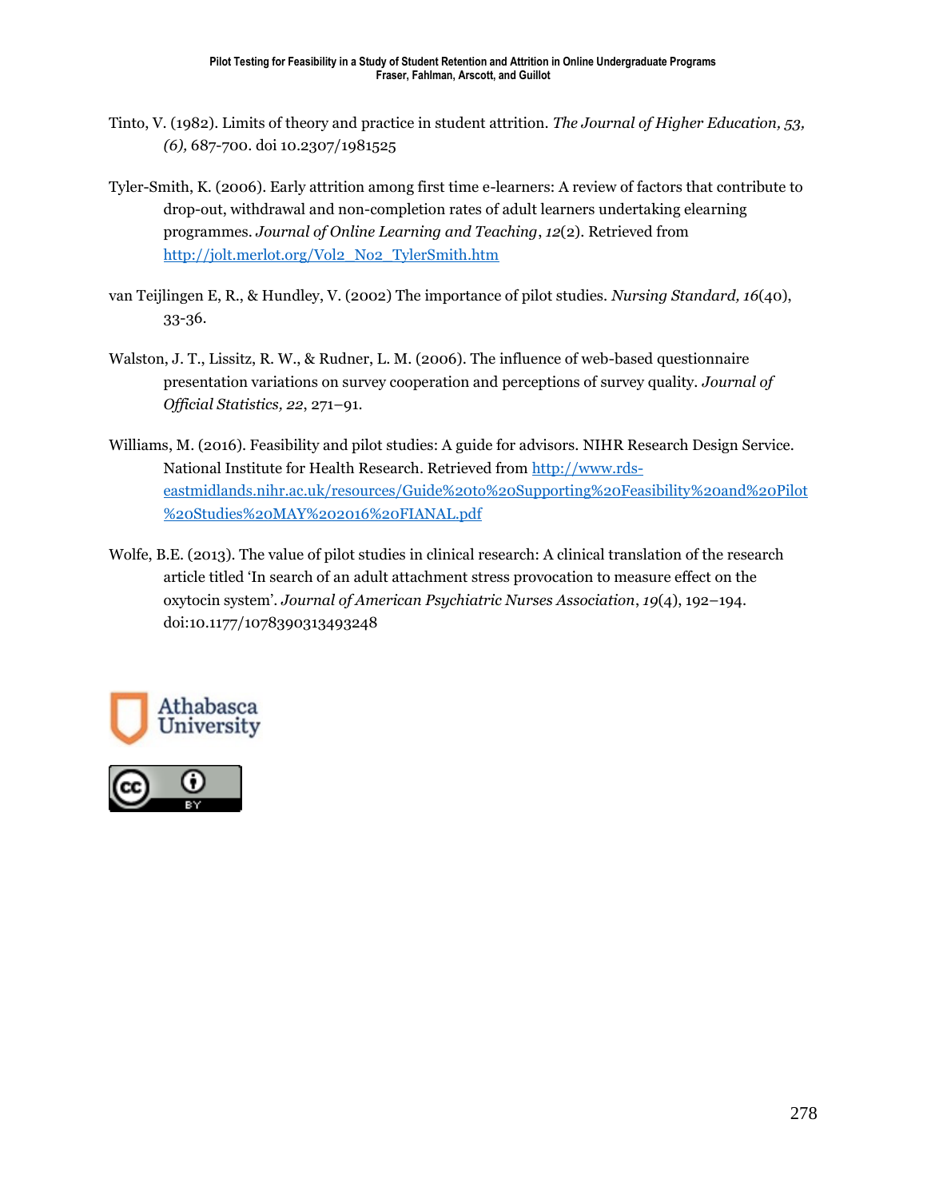Tinto, V. (1982). Limits of theory and practice in student attrition. *The Journal of Higher Education, 53, (6),* 687-700. doi 10.2307/1981525

Tyler-Smith, K. (2006). Early attrition among first time e-learners: A review of factors that contribute to drop-out, withdrawal and non-completion rates of adult learners undertaking elearning programmes. *Journal of Online Learning and Teaching*, *12*(2). Retrieved from http://jolt.merlot.org/Vol2_No2_TylerSmith.htm

van Teijlingen E, R., & Hundley, V. (2002) The importance of pilot studies. *Nursing Standard, 16*(40), 33-36.

Walston, J. T., Lissitz, R. W., & Rudner, L. M. (2006). The influence of web-based questionnaire presentation variations on survey cooperation and perceptions of survey quality. *Journal of Official Statistics, 22*, 271–91.

Williams, M. (2016). Feasibility and pilot studies: A guide for advisors. NIHR Research Design Service. National Institute for Health Research. Retrieved from http://www.rds-eastmidlands.nihr.ac.uk/resources/Guide%20to%20Supporting%20Feasibility%20and%20Pilot%20Studies%20MAY%202016%20FIANAL.pdf

Wolfe, B.E. (2013). The value of pilot studies in clinical research: A clinical translation of the research article titled 'In search of an adult attachment stress provocation to measure effect on the oxytocin system'. *Journal of American Psychiatric Nurses Association*, *19*(4), 192–194. doi:10.1177/1078390313493248

Athabasca University